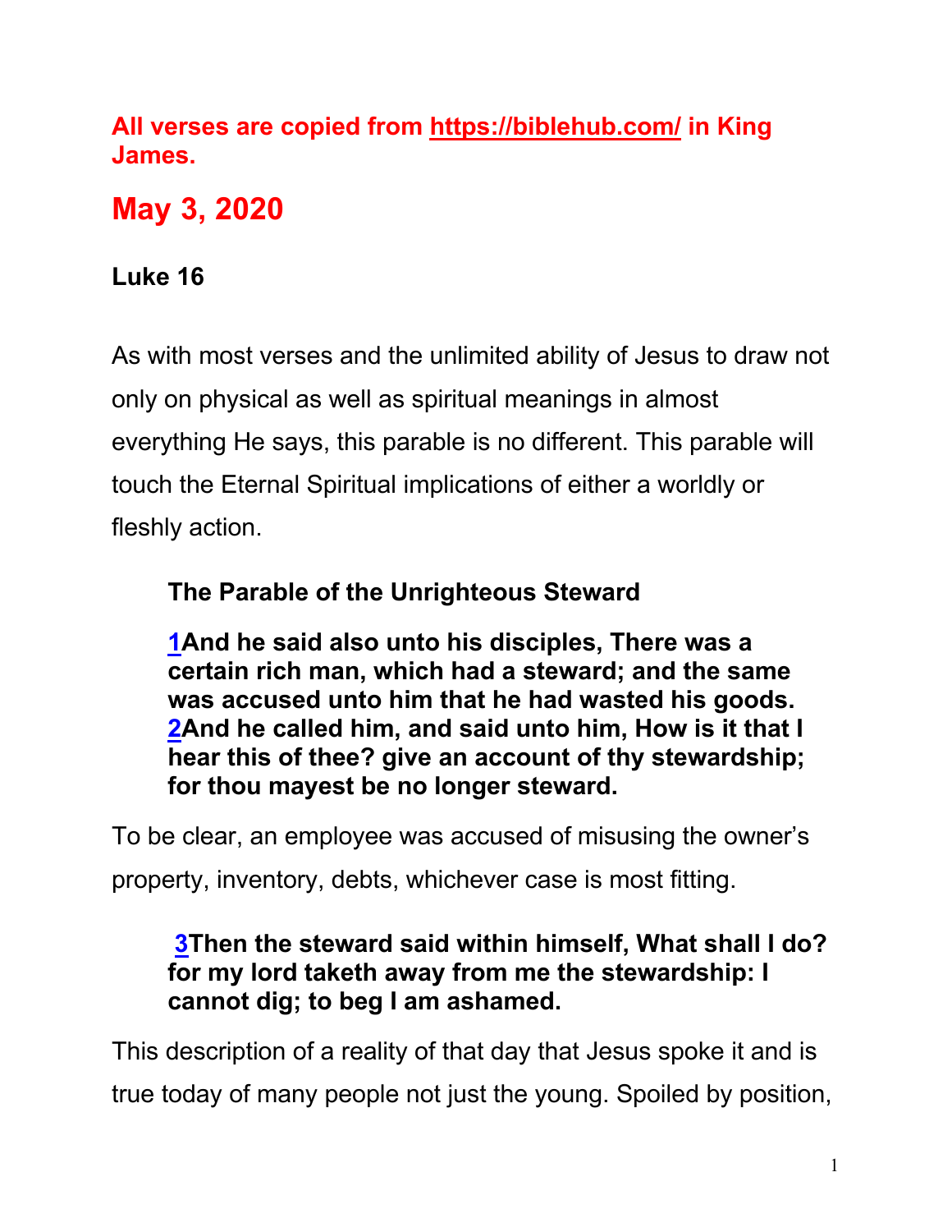**All verses are copied from https://biblehub.com/ in King James.**

# May 3, 2020

### Luke 16

As with most verses and the unlimited ability of Jesus to draw not only on physical as well as spiritual meanings in almost everything He says, this parable is no different. This parable will touch the Eternal Spiritual implications of either a worldly or fleshly action.

> **The Parable of the Unrighteous Steward**
>
> **1And he said also unto his disciples, There was a certain rich man, which had a steward; and the same was accused unto him that he had wasted his goods. 2And he called him, and said unto him, How is it that I hear this of thee? give an account of thy stewardship; for thou mayest be no longer steward.**

To be clear, an employee was accused of misusing the owner's property, inventory, debts, whichever case is most fitting.

> **3Then the steward said within himself, What shall I do? for my lord taketh away from me the stewardship: I cannot dig; to beg I am ashamed.**

This description of a reality of that day that Jesus spoke it and is true today of many people not just the young. Spoiled by position,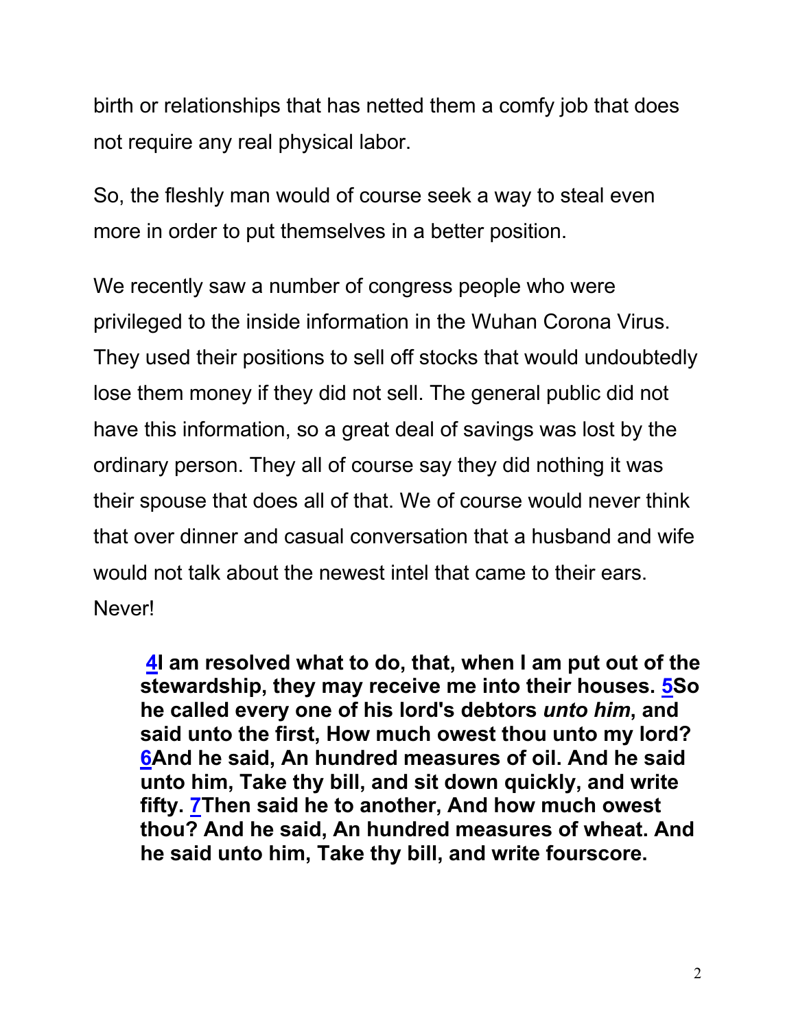birth or relationships that has netted them a comfy job that does not require any real physical labor.

So, the fleshly man would of course seek a way to steal even more in order to put themselves in a better position.

We recently saw a number of congress people who were privileged to the inside information in the Wuhan Corona Virus. They used their positions to sell off stocks that would undoubtedly lose them money if they did not sell. The general public did not have this information, so a great deal of savings was lost by the ordinary person. They all of course say they did nothing it was their spouse that does all of that. We of course would never think that over dinner and casual conversation that a husband and wife would not talk about the newest intel that came to their ears. Never!

> **4I am resolved what to do, that, when I am put out of the stewardship, they may receive me into their houses. 5So he called every one of his lord's debtors *unto him*, and said unto the first, How much owest thou unto my lord? 6And he said, An hundred measures of oil. And he said unto him, Take thy bill, and sit down quickly, and write fifty. 7Then said he to another, And how much owest thou? And he said, An hundred measures of wheat. And he said unto him, Take thy bill, and write fourscore.**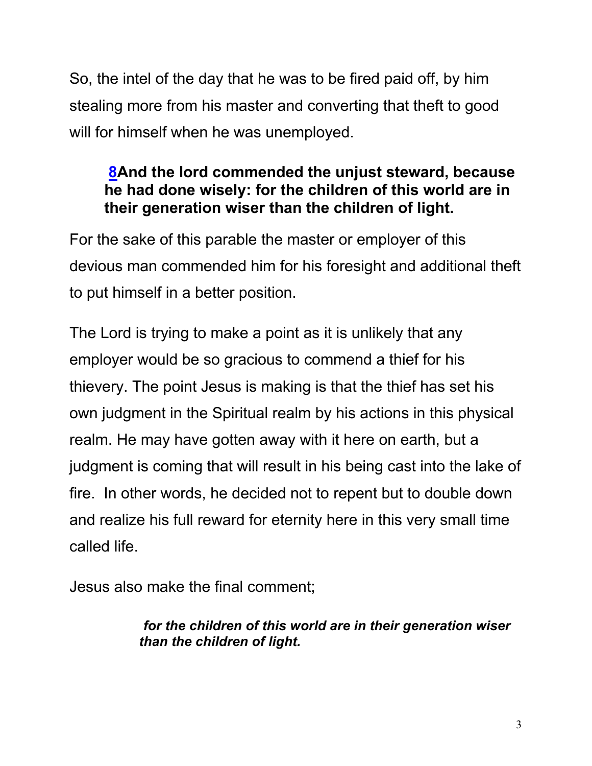So, the intel of the day that he was to be fired paid off, by him stealing more from his master and converting that theft to good will for himself when he was unemployed.

> **8And the lord commended the unjust steward, because he had done wisely: for the children of this world are in their generation wiser than the children of light.**

For the sake of this parable the master or employer of this devious man commended him for his foresight and additional theft to put himself in a better position.

The Lord is trying to make a point as it is unlikely that any employer would be so gracious to commend a thief for his thievery. The point Jesus is making is that the thief has set his own judgment in the Spiritual realm by his actions in this physical realm. He may have gotten away with it here on earth, but a judgment is coming that will result in his being cast into the lake of fire. In other words, he decided not to repent but to double down and realize his full reward for eternity here in this very small time called life.

Jesus also make the final comment;

> ***for the children of this world are in their generation wiser than the children of light.***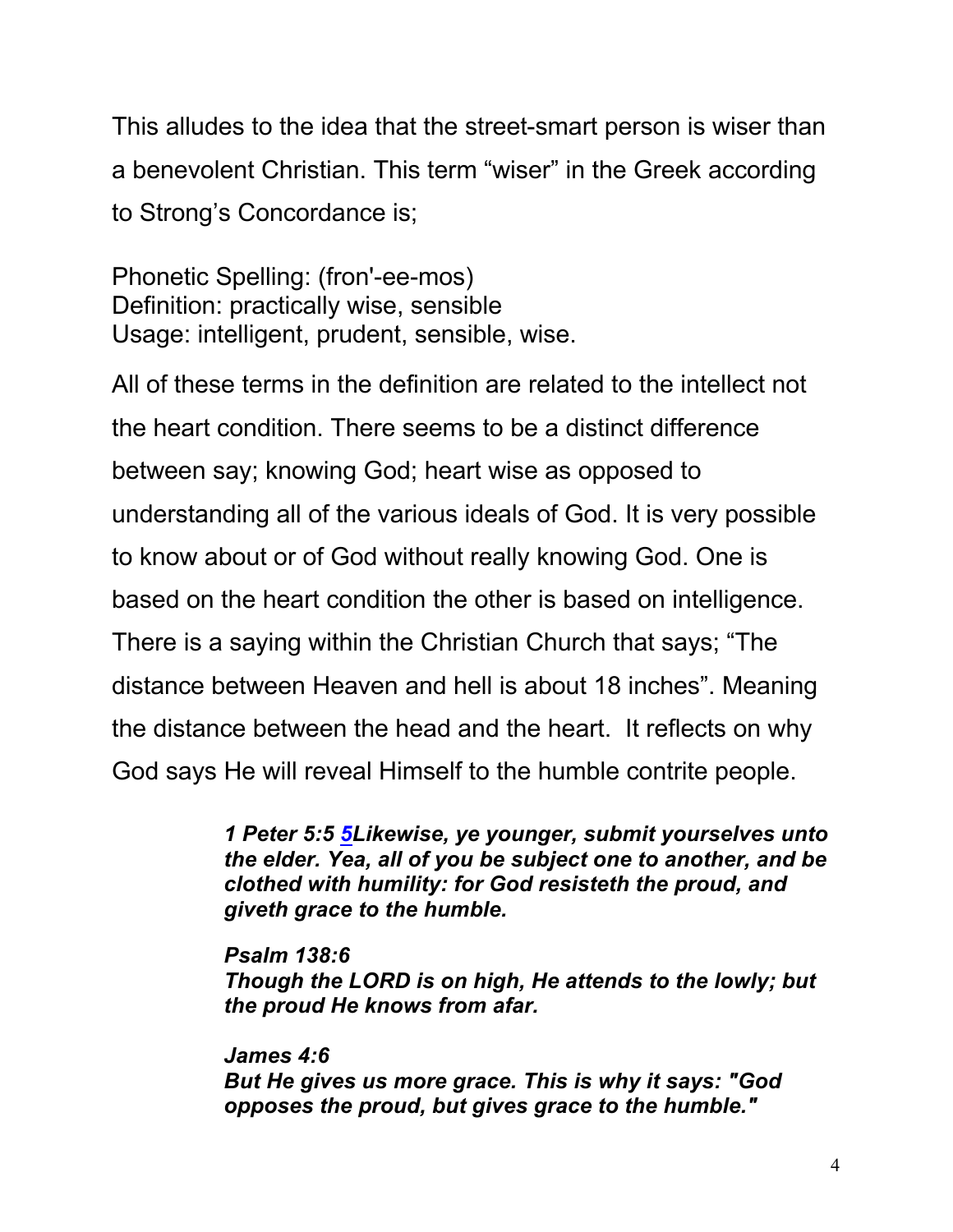This alludes to the idea that the street-smart person is wiser than a benevolent Christian. This term “wiser” in the Greek according to Strong’s Concordance is;

Phonetic Spelling: (fron'-ee-mos)
Definition: practically wise, sensible
Usage: intelligent, prudent, sensible, wise.

All of these terms in the definition are related to the intellect not the heart condition. There seems to be a distinct difference between say; knowing God; heart wise as opposed to understanding all of the various ideals of God. It is very possible to know about or of God without really knowing God. One is based on the heart condition the other is based on intelligence. There is a saying within the Christian Church that says; “The distance between Heaven and hell is about 18 inches”. Meaning the distance between the head and the heart. It reflects on why God says He will reveal Himself to the humble contrite people.

> ***1 Peter 5:5 5Likewise, ye younger, submit yourselves unto the elder. Yea, all of you be subject one to another, and be clothed with humility: for God resisteth the proud, and giveth grace to the humble.***
>
> ***Psalm 138:6***
> ***Though the LORD is on high, He attends to the lowly; but the proud He knows from afar.***
>
> ***James 4:6***
> ***But He gives us more grace. This is why it says: "God opposes the proud, but gives grace to the humble."***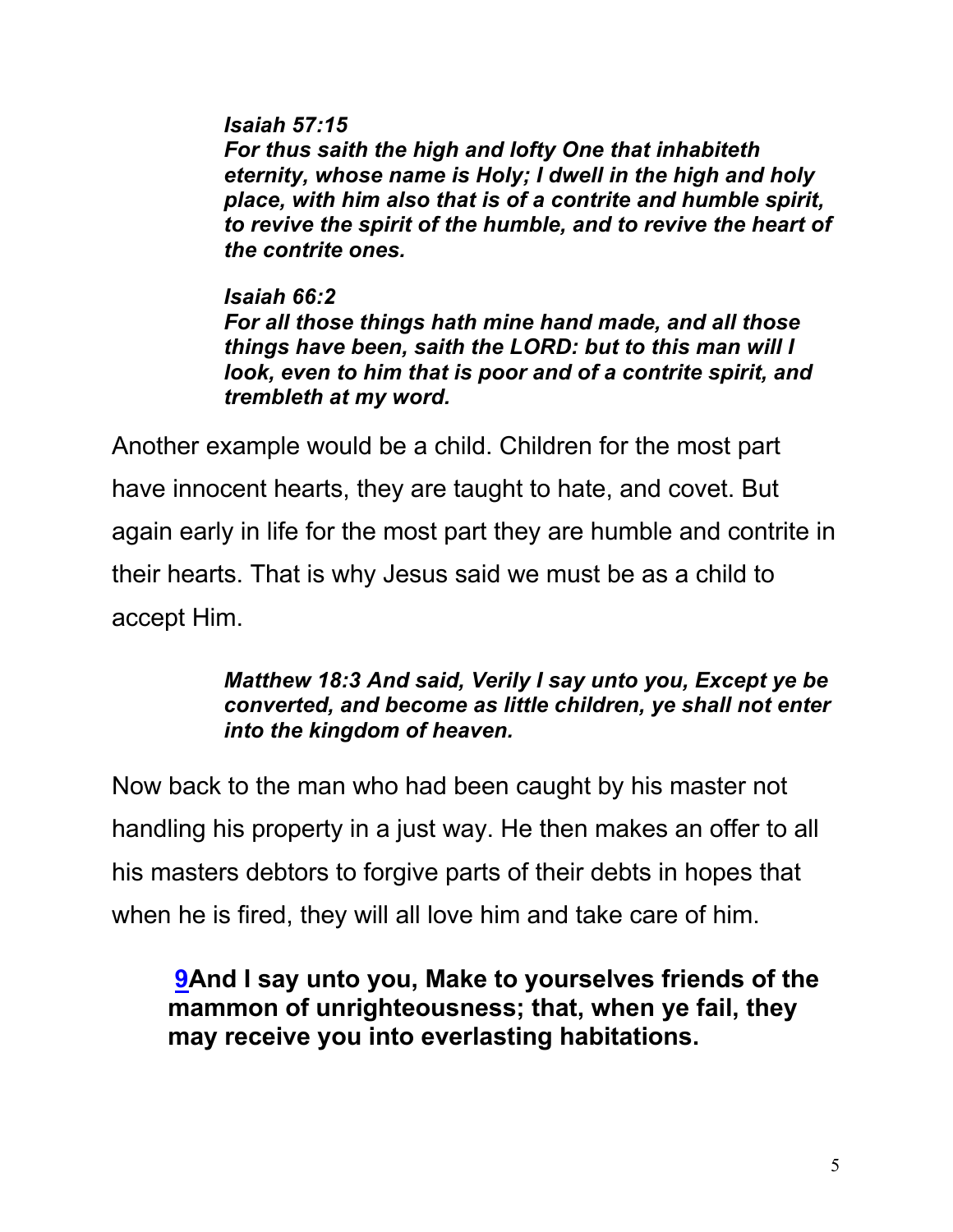***Isaiah 57:15***
***For thus saith the high and lofty One that inhabiteth eternity, whose name is Holy; I dwell in the high and holy place, with him also that is of a contrite and humble spirit, to revive the spirit of the humble, and to revive the heart of the contrite ones.***

***Isaiah 66:2***
***For all those things hath mine hand made, and all those things have been, saith the LORD: but to this man will I look, even to him that is poor and of a contrite spirit, and trembleth at my word.***

Another example would be a child. Children for the most part have innocent hearts, they are taught to hate, and covet. But again early in life for the most part they are humble and contrite in their hearts. That is why Jesus said we must be as a child to accept Him.

***Matthew 18:3 And said, Verily I say unto you, Except ye be converted, and become as little children, ye shall not enter into the kingdom of heaven.***

Now back to the man who had been caught by his master not handling his property in a just way. He then makes an offer to all his masters debtors to forgive parts of their debts in hopes that when he is fired, they will all love him and take care of him.

**9And I say unto you, Make to yourselves friends of the mammon of unrighteousness; that, when ye fail, they may receive you into everlasting habitations.**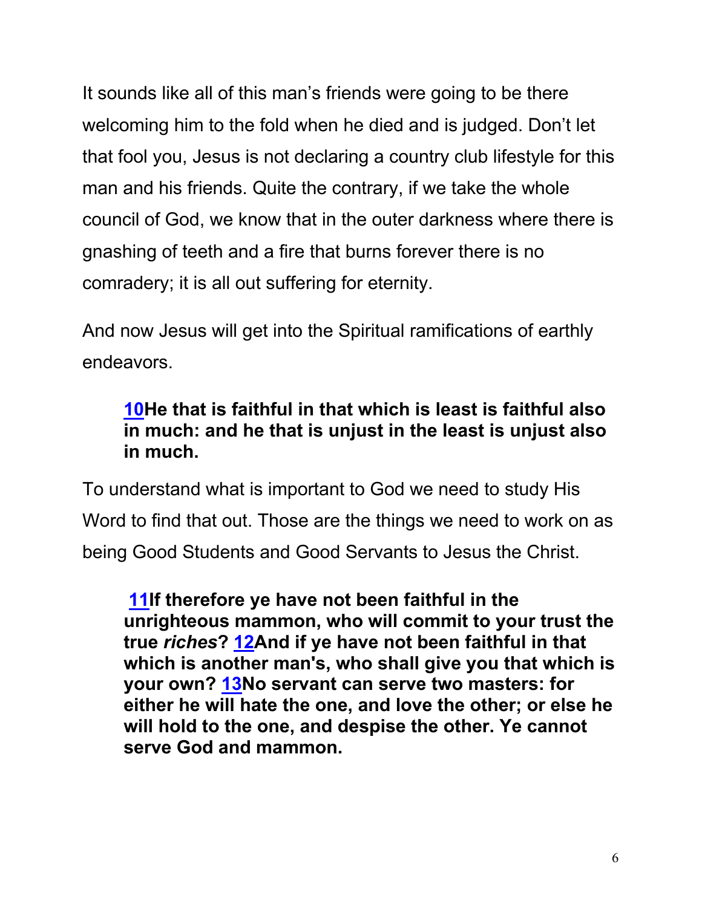It sounds like all of this man's friends were going to be there welcoming him to the fold when he died and is judged. Don't let that fool you, Jesus is not declaring a country club lifestyle for this man and his friends. Quite the contrary, if we take the whole council of God, we know that in the outer darkness where there is gnashing of teeth and a fire that burns forever there is no comradery; it is all out suffering for eternity.

And now Jesus will get into the Spiritual ramifications of earthly endeavors.

> **10He that is faithful in that which is least is faithful also in much: and he that is unjust in the least is unjust also in much.**

To understand what is important to God we need to study His Word to find that out. Those are the things we need to work on as being Good Students and Good Servants to Jesus the Christ.

> **11If therefore ye have not been faithful in the unrighteous mammon, who will commit to your trust the true *riches*? 12And if ye have not been faithful in that which is another man's, who shall give you that which is your own? 13No servant can serve two masters: for either he will hate the one, and love the other; or else he will hold to the one, and despise the other. Ye cannot serve God and mammon.**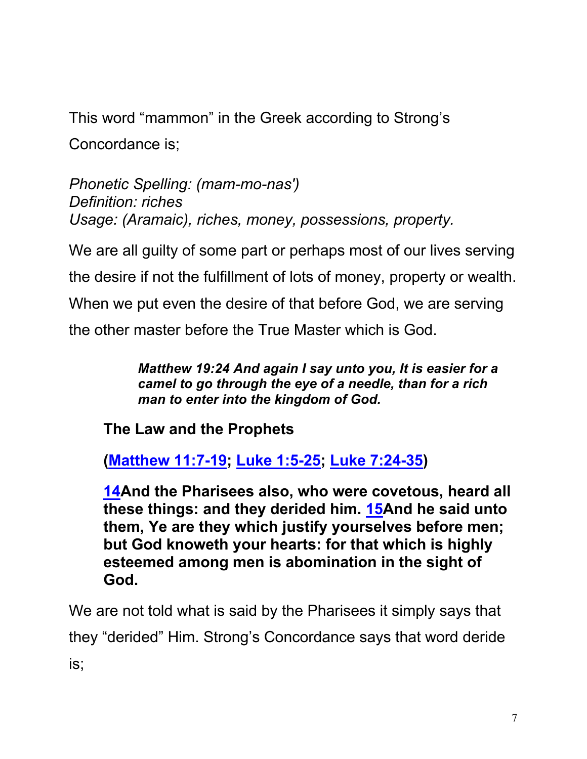This word “mammon” in the Greek according to Strong’s Concordance is;

*Phonetic Spelling: (mam-mo-nas')*
*Definition: riches*
*Usage: (Aramaic), riches, money, possessions, property.*

We are all guilty of some part or perhaps most of our lives serving the desire if not the fulfillment of lots of money, property or wealth. When we put even the desire of that before God, we are serving the other master before the True Master which is God.

> ***Matthew 19:24 And again I say unto you, It is easier for a camel to go through the eye of a needle, than for a rich man to enter into the kingdom of God.***

**The Law and the Prophets**

**(Matthew 11:7-19; Luke 1:5-25; Luke 7:24-35)**

**14And the Pharisees also, who were covetous, heard all these things: and they derided him. 15And he said unto them, Ye are they which justify yourselves before men; but God knoweth your hearts: for that which is highly esteemed among men is abomination in the sight of God.**

We are not told what is said by the Pharisees it simply says that they “derided” Him. Strong’s Concordance says that word deride is;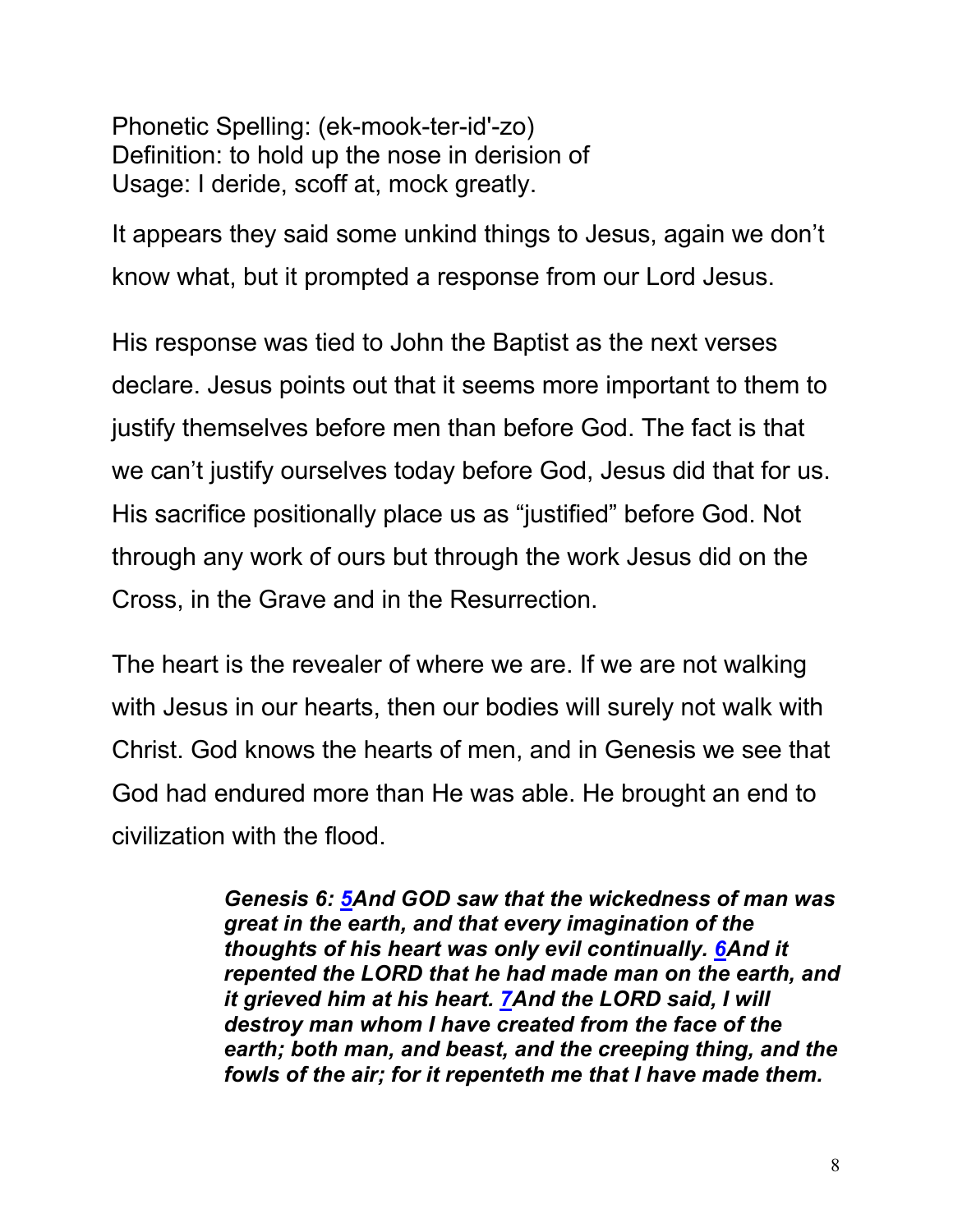Phonetic Spelling: (ek-mook-ter-id'-zo)
Definition: to hold up the nose in derision of
Usage: I deride, scoff at, mock greatly.

It appears they said some unkind things to Jesus, again we don't know what, but it prompted a response from our Lord Jesus.

His response was tied to John the Baptist as the next verses declare. Jesus points out that it seems more important to them to justify themselves before men than before God. The fact is that we can't justify ourselves today before God, Jesus did that for us. His sacrifice positionally place us as "justified" before God. Not through any work of ours but through the work Jesus did on the Cross, in the Grave and in the Resurrection.

The heart is the revealer of where we are. If we are not walking with Jesus in our hearts, then our bodies will surely not walk with Christ. God knows the hearts of men, and in Genesis we see that God had endured more than He was able. He brought an end to civilization with the flood.

> ***Genesis 6: 5And GOD saw that the wickedness of man was great in the earth, and that every imagination of the thoughts of his heart was only evil continually. 6And it repented the LORD that he had made man on the earth, and it grieved him at his heart. 7And the LORD said, I will destroy man whom I have created from the face of the earth; both man, and beast, and the creeping thing, and the fowls of the air; for it repenteth me that I have made them.***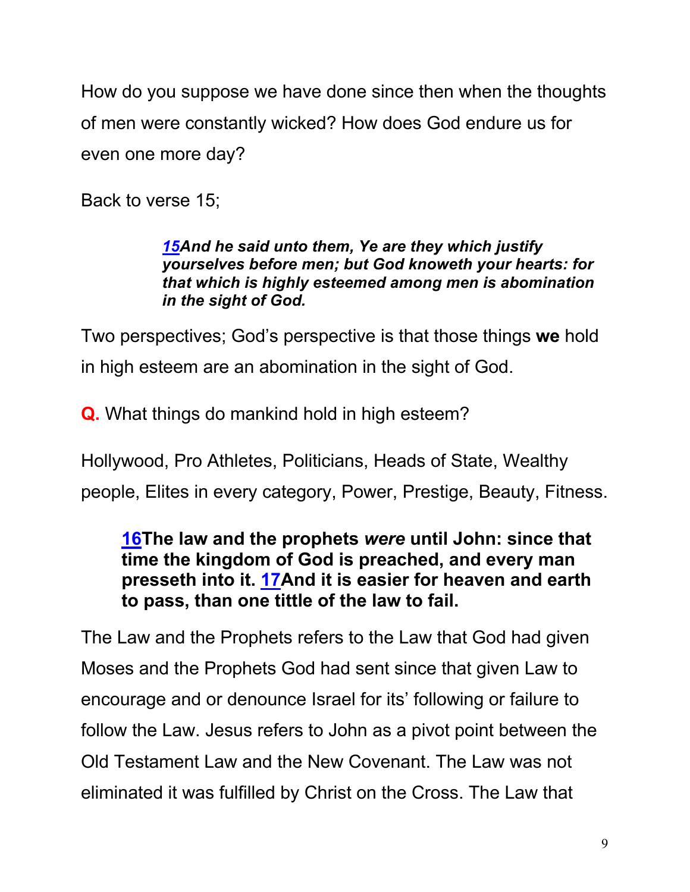How do you suppose we have done since then when the thoughts of men were constantly wicked? How does God endure us for even one more day?

Back to verse 15;

> ***15And he said unto them, Ye are they which justify yourselves before men; but God knoweth your hearts: for that which is highly esteemed among men is abomination in the sight of God.***

Two perspectives; God's perspective is that those things **we** hold in high esteem are an abomination in the sight of God.

**Q.** What things do mankind hold in high esteem?

Hollywood, Pro Athletes, Politicians, Heads of State, Wealthy people, Elites in every category, Power, Prestige, Beauty, Fitness.

> **16The law and the prophets *were* until John: since that time the kingdom of God is preached, and every man presseth into it. 17And it is easier for heaven and earth to pass, than one tittle of the law to fail.**

The Law and the Prophets refers to the Law that God had given Moses and the Prophets God had sent since that given Law to encourage and or denounce Israel for its' following or failure to follow the Law. Jesus refers to John as a pivot point between the Old Testament Law and the New Covenant. The Law was not eliminated it was fulfilled by Christ on the Cross. The Law that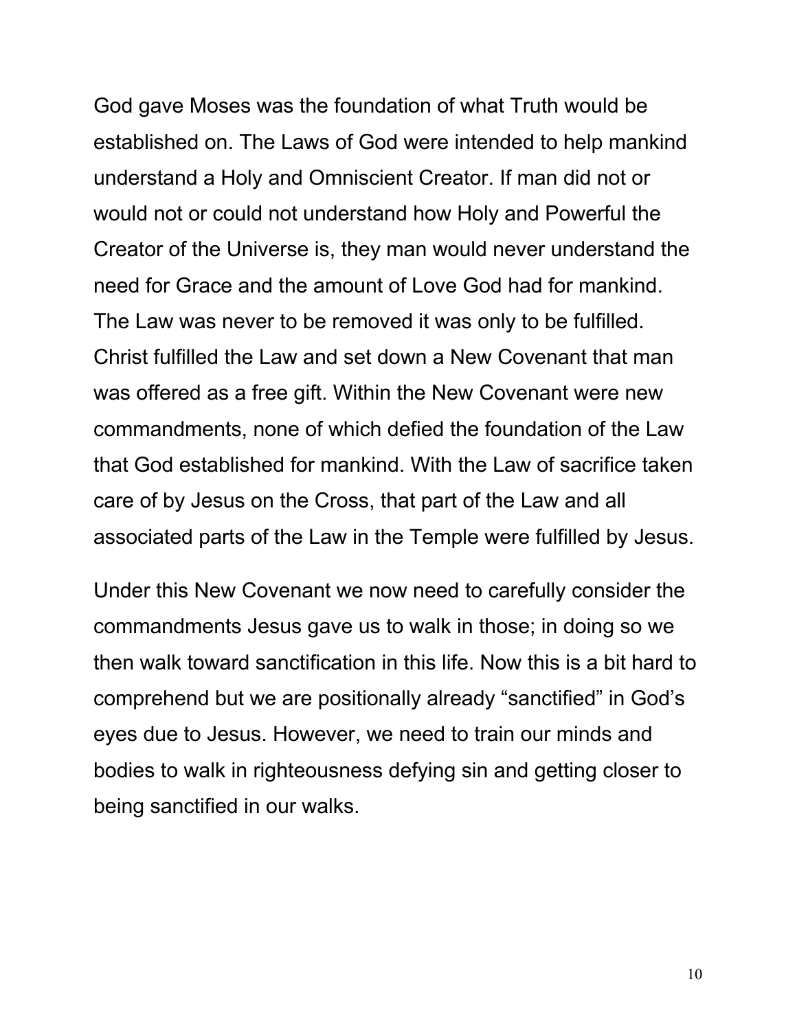God gave Moses was the foundation of what Truth would be established on. The Laws of God were intended to help mankind understand a Holy and Omniscient Creator. If man did not or would not or could not understand how Holy and Powerful the Creator of the Universe is, they man would never understand the need for Grace and the amount of Love God had for mankind. The Law was never to be removed it was only to be fulfilled. Christ fulfilled the Law and set down a New Covenant that man was offered as a free gift. Within the New Covenant were new commandments, none of which defied the foundation of the Law that God established for mankind. With the Law of sacrifice taken care of by Jesus on the Cross, that part of the Law and all associated parts of the Law in the Temple were fulfilled by Jesus.

Under this New Covenant we now need to carefully consider the commandments Jesus gave us to walk in those; in doing so we then walk toward sanctification in this life. Now this is a bit hard to comprehend but we are positionally already “sanctified” in God’s eyes due to Jesus. However, we need to train our minds and bodies to walk in righteousness defying sin and getting closer to being sanctified in our walks.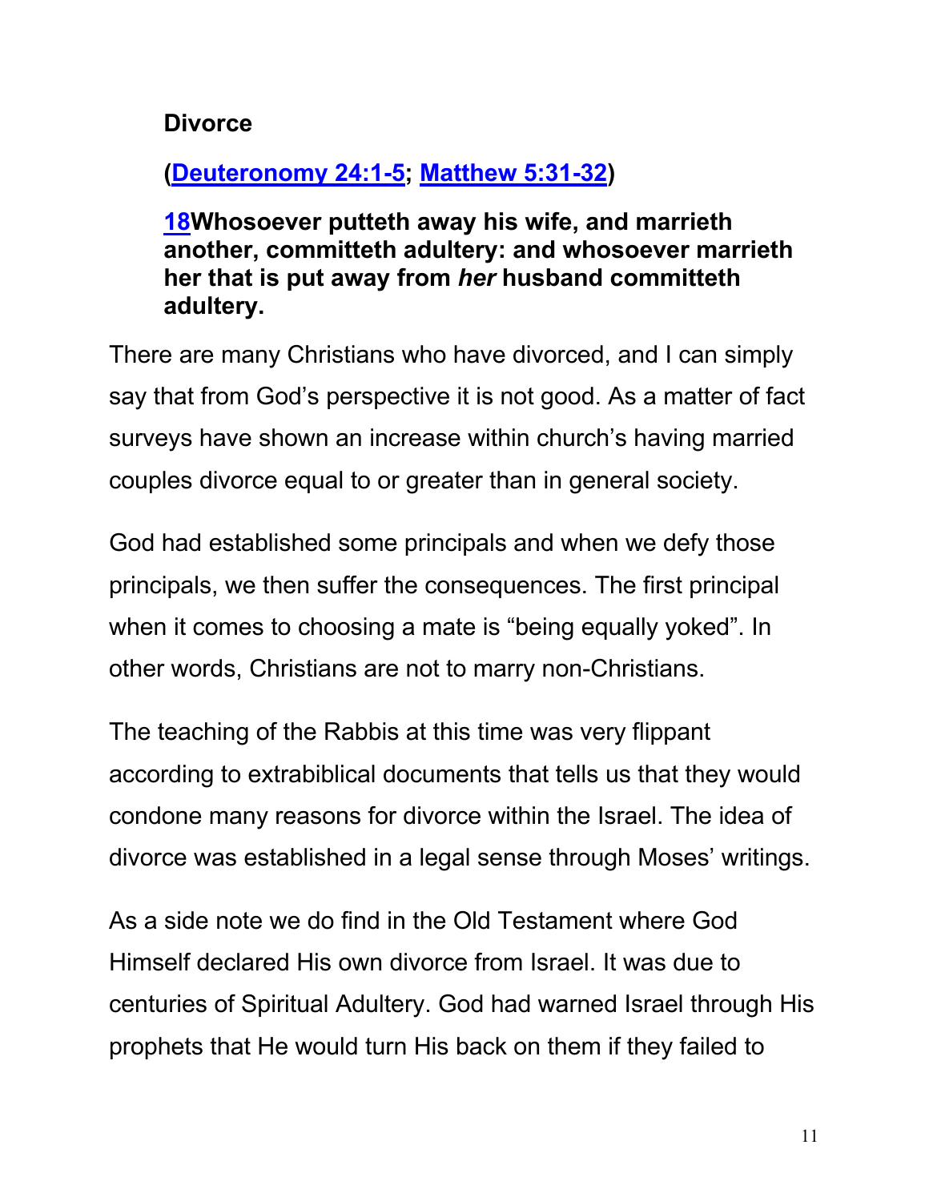**Divorce**

**([Deuteronomy 24:1-5](); [Matthew 5:31-32]())**

**[18]()Whosoever putteth away his wife, and marrieth another, committeth adultery: and whosoever marrieth her that is put away from *her* husband committeth adultery.**

There are many Christians who have divorced, and I can simply say that from God's perspective it is not good. As a matter of fact surveys have shown an increase within church's having married couples divorce equal to or greater than in general society.

God had established some principals and when we defy those principals, we then suffer the consequences. The first principal when it comes to choosing a mate is "being equally yoked". In other words, Christians are not to marry non-Christians.

The teaching of the Rabbis at this time was very flippant according to extrabiblical documents that tells us that they would condone many reasons for divorce within the Israel. The idea of divorce was established in a legal sense through Moses' writings.

As a side note we do find in the Old Testament where God Himself declared His own divorce from Israel. It was due to centuries of Spiritual Adultery. God had warned Israel through His prophets that He would turn His back on them if they failed to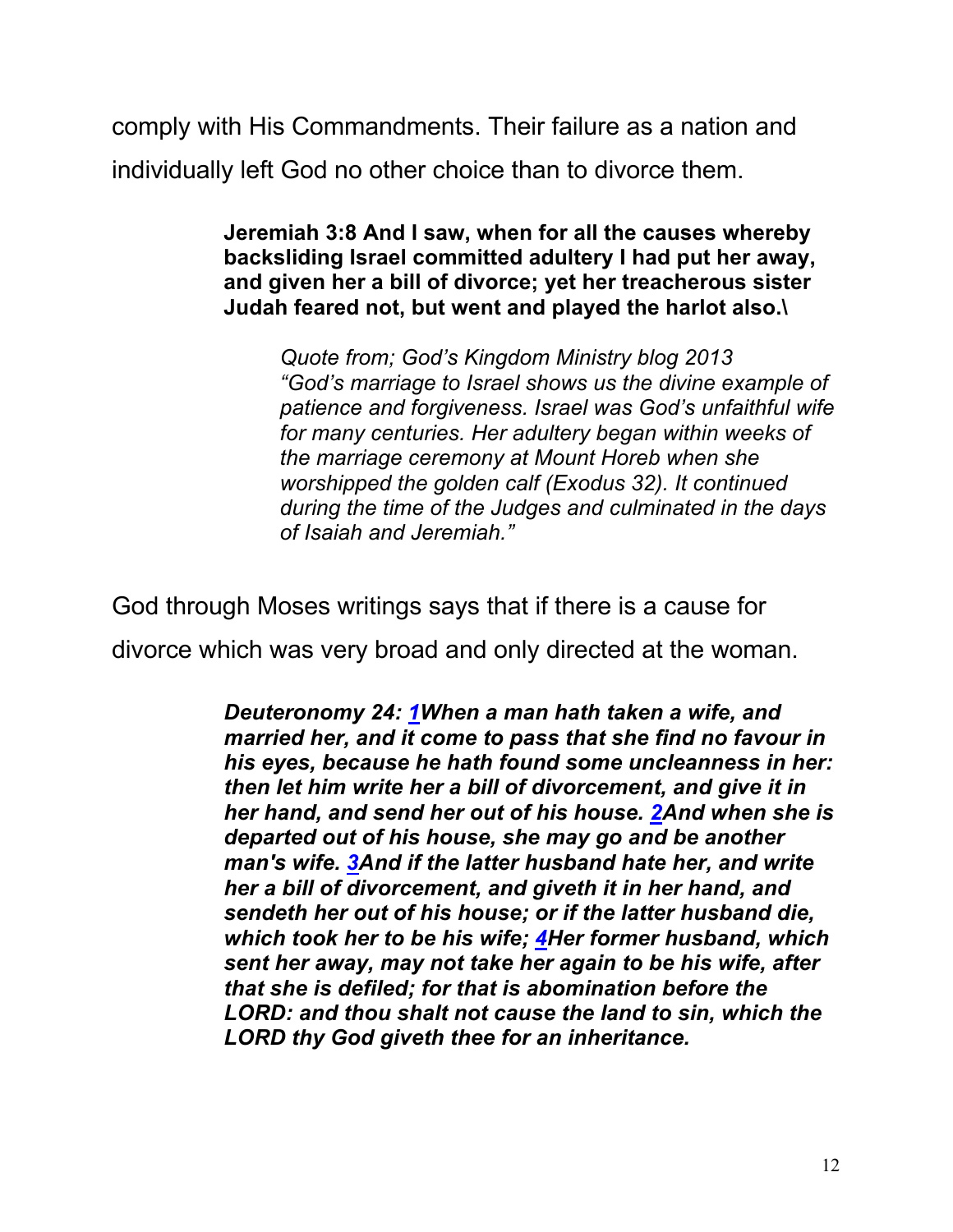comply with His Commandments. Their failure as a nation and individually left God no other choice than to divorce them.

> **Jeremiah 3:8 And I saw, when for all the causes whereby backsliding Israel committed adultery I had put her away, and given her a bill of divorce; yet her treacherous sister Judah feared not, but went and played the harlot also.\**
>
> > *Quote from; God's Kingdom Ministry blog 2013 "God's marriage to Israel shows us the divine example of patience and forgiveness. Israel was God's unfaithful wife for many centuries. Her adultery began within weeks of the marriage ceremony at Mount Horeb when she worshipped the golden calf (Exodus 32). It continued during the time of the Judges and culminated in the days of Isaiah and Jeremiah."*

God through Moses writings says that if there is a cause for divorce which was very broad and only directed at the woman.

> ***Deuteronomy 24: 1When a man hath taken a wife, and married her, and it come to pass that she find no favour in his eyes, because he hath found some uncleanness in her: then let him write her a bill of divorcement, and give it in her hand, and send her out of his house. 2And when she is departed out of his house, she may go and be another man's wife. 3And if the latter husband hate her, and write her a bill of divorcement, and giveth it in her hand, and sendeth her out of his house; or if the latter husband die, which took her to be his wife; 4Her former husband, which sent her away, may not take her again to be his wife, after that she is defiled; for that is abomination before the LORD: and thou shalt not cause the land to sin, which the LORD thy God giveth thee for an inheritance.***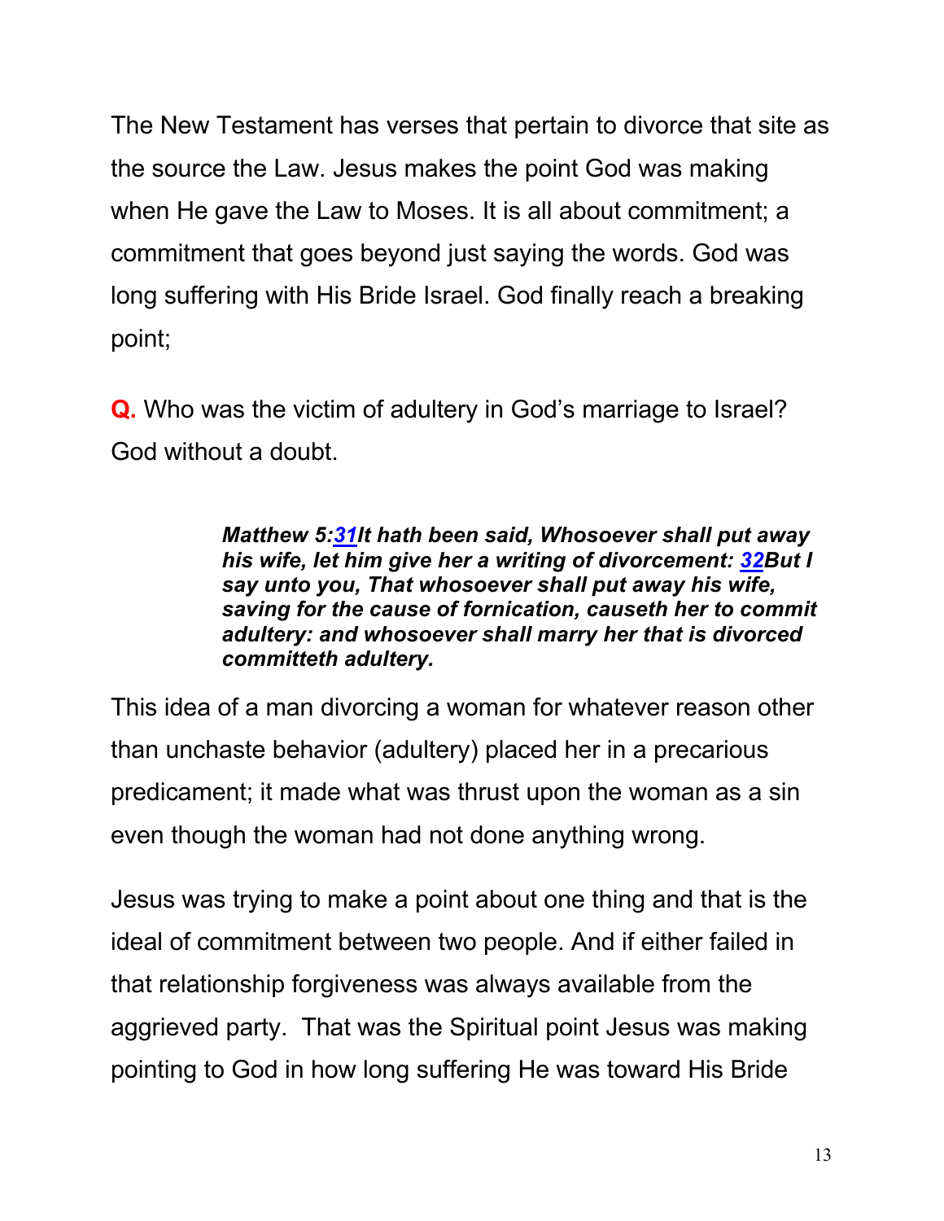The New Testament has verses that pertain to divorce that site as the source the Law. Jesus makes the point God was making when He gave the Law to Moses. It is all about commitment; a commitment that goes beyond just saying the words. God was long suffering with His Bride Israel. God finally reach a breaking point;

**Q.** Who was the victim of adultery in God's marriage to Israel? God without a doubt.

> ***Matthew 5:31It hath been said, Whosoever shall put away his wife, let him give her a writing of divorcement: 32But I say unto you, That whosoever shall put away his wife, saving for the cause of fornication, causeth her to commit adultery: and whosoever shall marry her that is divorced committeth adultery.***

This idea of a man divorcing a woman for whatever reason other than unchaste behavior (adultery) placed her in a precarious predicament; it made what was thrust upon the woman as a sin even though the woman had not done anything wrong.

Jesus was trying to make a point about one thing and that is the ideal of commitment between two people. And if either failed in that relationship forgiveness was always available from the aggrieved party. That was the Spiritual point Jesus was making pointing to God in how long suffering He was toward His Bride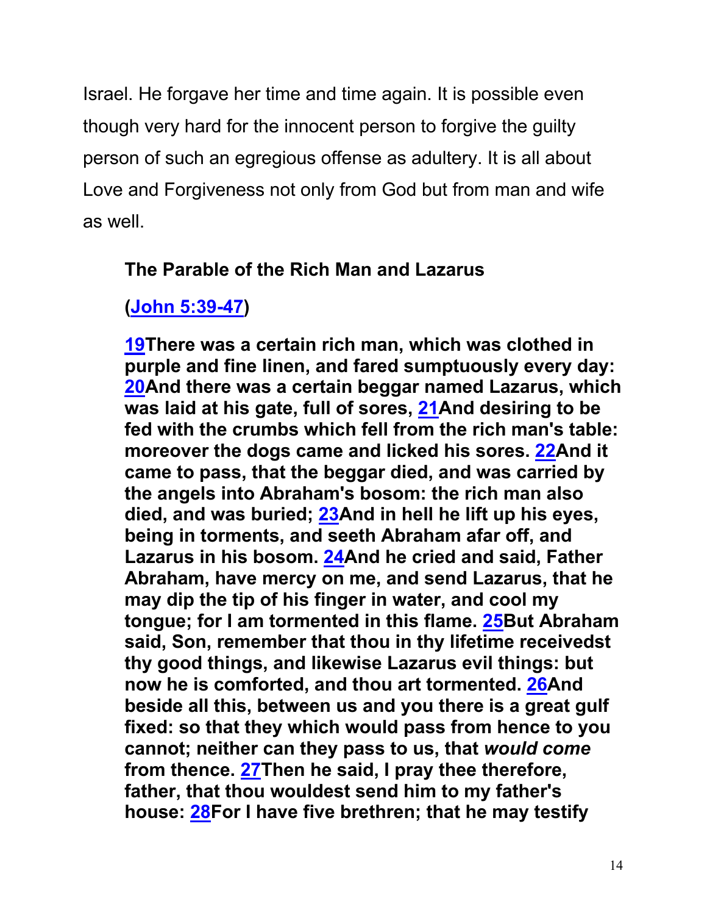Israel. He forgave her time and time again. It is possible even though very hard for the innocent person to forgive the guilty person of such an egregious offense as adultery. It is all about Love and Forgiveness not only from God but from man and wife as well.

**The Parable of the Rich Man and Lazarus**

**([John 5:39-47](#))**

**[19](#)There was a certain rich man, which was clothed in purple and fine linen, and fared sumptuously every day: [20](#)And there was a certain beggar named Lazarus, which was laid at his gate, full of sores, [21](#)And desiring to be fed with the crumbs which fell from the rich man's table: moreover the dogs came and licked his sores. [22](#)And it came to pass, that the beggar died, and was carried by the angels into Abraham's bosom: the rich man also died, and was buried; [23](#)And in hell he lift up his eyes, being in torments, and seeth Abraham afar off, and Lazarus in his bosom. [24](#)And he cried and said, Father Abraham, have mercy on me, and send Lazarus, that he may dip the tip of his finger in water, and cool my tongue; for I am tormented in this flame. [25](#)But Abraham said, Son, remember that thou in thy lifetime receivedst thy good things, and likewise Lazarus evil things: but now he is comforted, and thou art tormented. [26](#)And beside all this, between us and you there is a great gulf fixed: so that they which would pass from hence to you cannot; neither can they pass to us, that *would come* from thence. [27](#)Then he said, I pray thee therefore, father, that thou wouldest send him to my father's house: [28](#)For I have five brethren; that he may testify**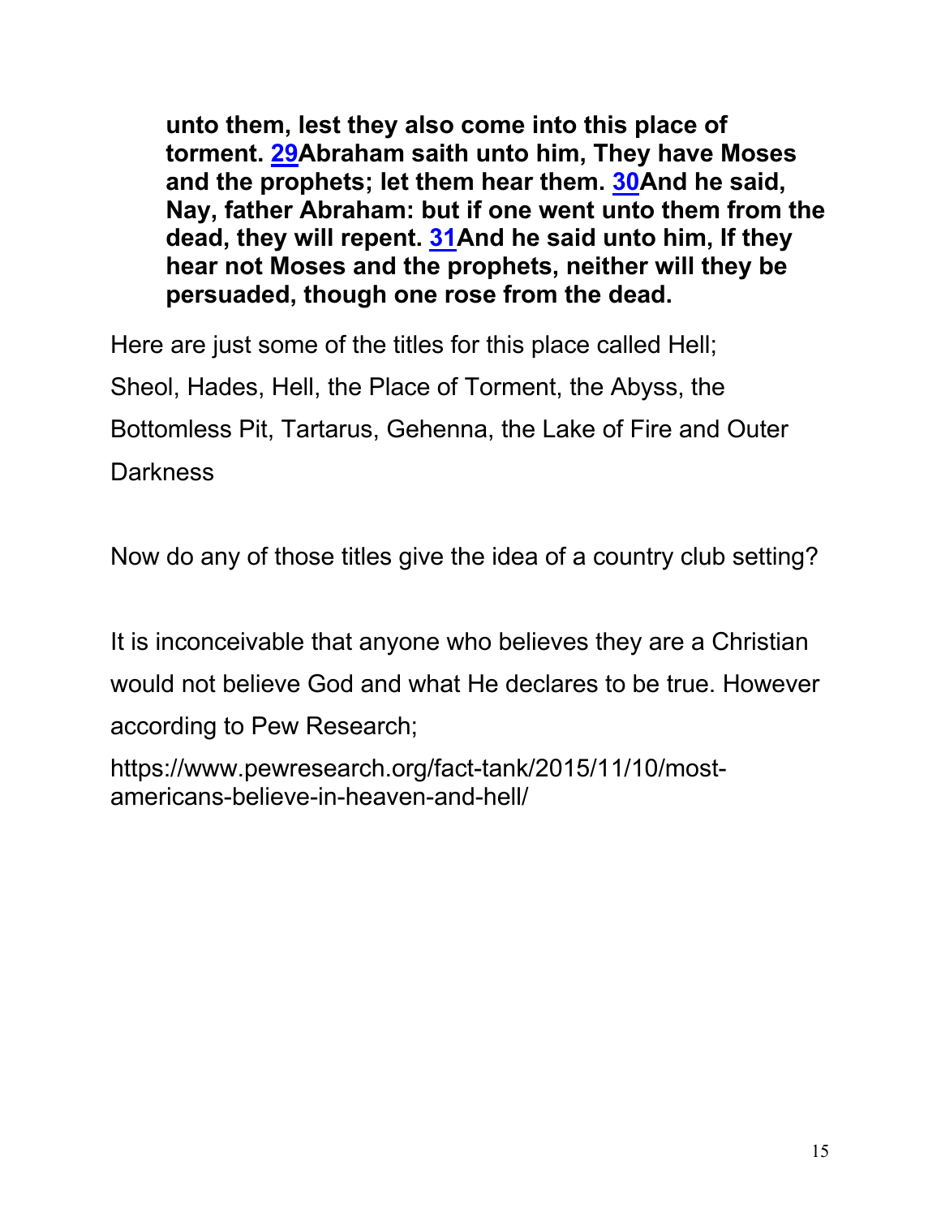**unto them, lest they also come into this place of torment. 29Abraham saith unto him, They have Moses and the prophets; let them hear them. 30And he said, Nay, father Abraham: but if one went unto them from the dead, they will repent. 31And he said unto him, If they hear not Moses and the prophets, neither will they be persuaded, though one rose from the dead.**

Here are just some of the titles for this place called Hell; Sheol, Hades, Hell, the Place of Torment, the Abyss, the Bottomless Pit, Tartarus, Gehenna, the Lake of Fire and Outer Darkness

Now do any of those titles give the idea of a country club setting?

It is inconceivable that anyone who believes they are a Christian would not believe God and what He declares to be true. However according to Pew Research;

https://www.pewresearch.org/fact-tank/2015/11/10/most-americans-believe-in-heaven-and-hell/